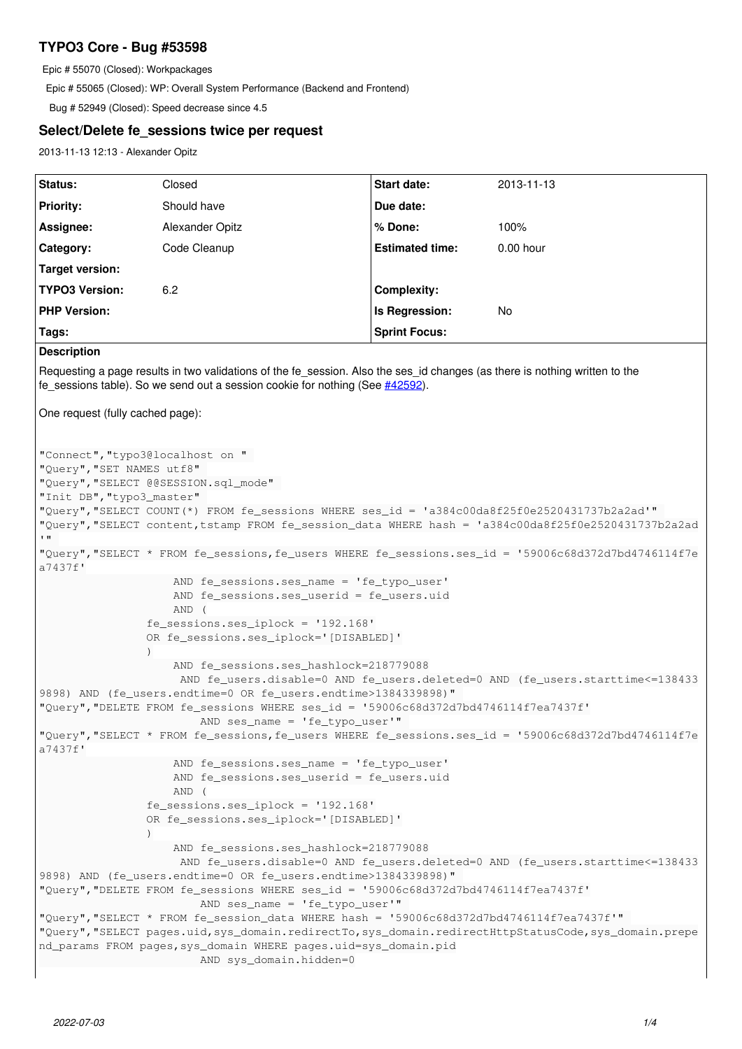# TYPO3 Core - Bug #53598

Epic # 55070 (Closed): Workpackages

Epic # 55065 (Closed): WP: Overall System Performance (Backend and Frontend)

Bug # 52949 (Closed): Speed decrease since 4.5

## Select/Delete fe_sessions twice per request

2013-11-13 12:13 - Alexander Opitz

| Status: | Closed | Start date: | 2013-11-13 |
|---|---|---|---|
| Priority: | Should have | Due date: | |
| Assignee: | Alexander Opitz | % Done: | 100% |
| Category: | Code Cleanup | Estimated time: | 0.00 hour |
| Target version: | | | |
| TYPO3 Version: | 6.2 | Complexity: | |
| PHP Version: | | Is Regression: | No |
| Tags: | | Sprint Focus: | |

### Description

Requesting a page results in two validations of the fe_session. Also the ses_id changes (as there is nothing written to the fe_sessions table). So we send out a session cookie for nothing (See #42592).

One request (fully cached page):

```
"Connect","typo3@localhost on "
"Query","SET NAMES utf8"
"Query","SELECT @@SESSION.sql_mode"
"Init DB","typo3_master"
"Query","SELECT COUNT(*) FROM fe_sessions WHERE ses_id = 'a384c00da8f25f0e2520431737b2a2ad'"
"Query","SELECT content,tstamp FROM fe_session_data WHERE hash = 'a384c00da8f25f0e2520431737b2a2ad'"
"Query","SELECT * FROM fe_sessions,fe_users WHERE fe_sessions.ses_id = '59006c68d372d7bd4746114f7ea7437f'
                    AND fe_sessions.ses_name = 'fe_typo_user'
                    AND fe_sessions.ses_userid = fe_users.uid
                    AND (
                fe_sessions.ses_iplock = '192.168'
                OR fe_sessions.ses_iplock='[DISABLED]'
                )
                    AND fe_sessions.ses_hashlock=218779088
                     AND fe_users.disable=0 AND fe_users.deleted=0 AND (fe_users.starttime<=1384339898) AND (fe_users.endtime=0 OR fe_users.endtime>1384339898)"
"Query","DELETE FROM fe_sessions WHERE ses_id = '59006c68d372d7bd4746114f7ea7437f'
                        AND ses_name = 'fe_typo_user'"
"Query","SELECT * FROM fe_sessions,fe_users WHERE fe_sessions.ses_id = '59006c68d372d7bd4746114f7ea7437f'
                    AND fe_sessions.ses_name = 'fe_typo_user'
                    AND fe_sessions.ses_userid = fe_users.uid
                    AND (
                fe_sessions.ses_iplock = '192.168'
                OR fe_sessions.ses_iplock='[DISABLED]'
                )
                    AND fe_sessions.ses_hashlock=218779088
                     AND fe_users.disable=0 AND fe_users.deleted=0 AND (fe_users.starttime<=1384339898) AND (fe_users.endtime=0 OR fe_users.endtime>1384339898)"
"Query","DELETE FROM fe_sessions WHERE ses_id = '59006c68d372d7bd4746114f7ea7437f'
                        AND ses_name = 'fe_typo_user'"
"Query","SELECT * FROM fe_session_data WHERE hash = '59006c68d372d7bd4746114f7ea7437f'"
"Query","SELECT pages.uid,sys_domain.redirectTo,sys_domain.redirectHttpStatusCode,sys_domain.prepend_params FROM pages,sys_domain WHERE pages.uid=sys_domain.pid
                        AND sys_domain.hidden=0
```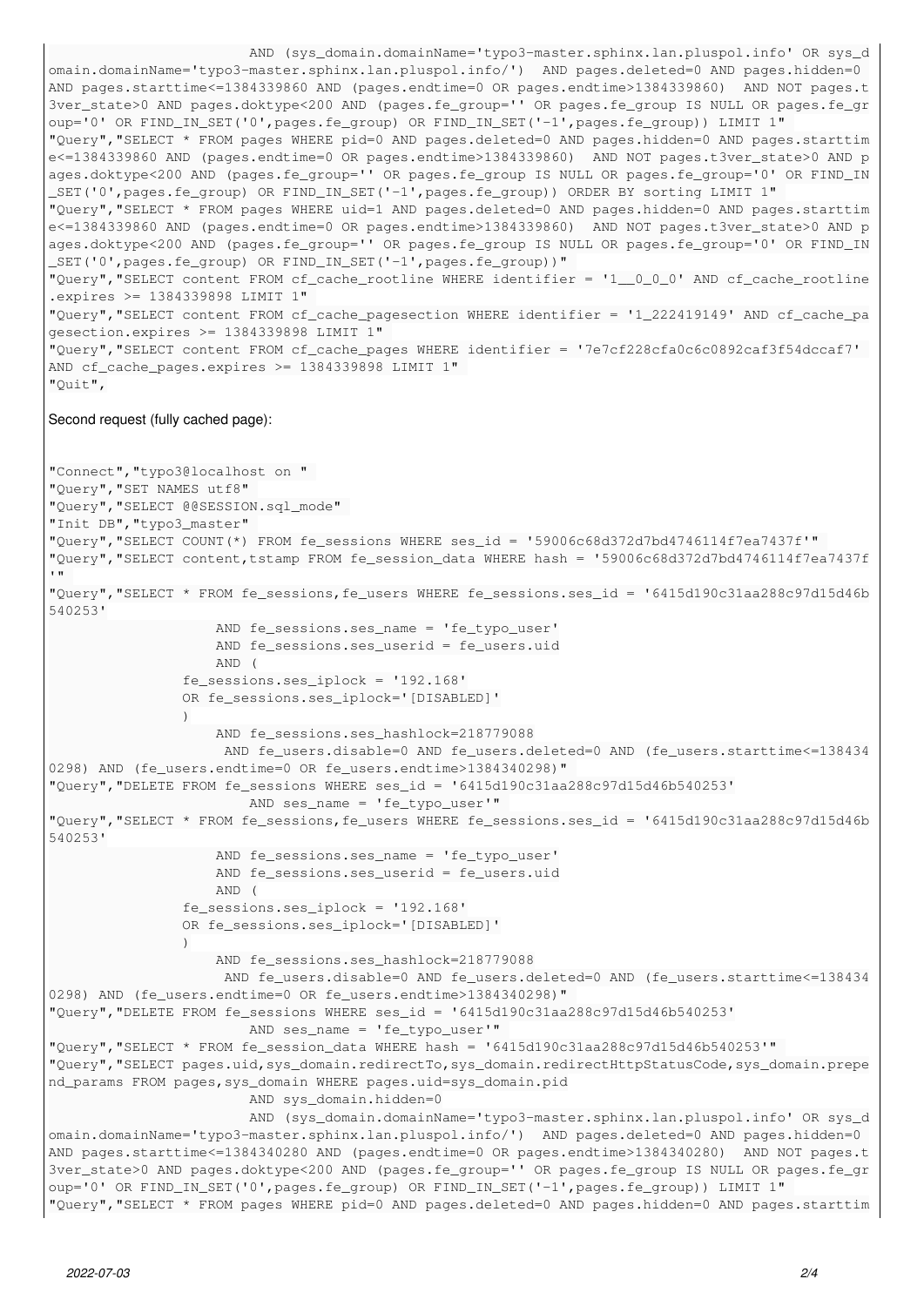```
                        AND (sys_domain.domainName='typo3-master.sphinx.lan.pluspol.info' OR sys_d
omain.domainName='typo3-master.sphinx.lan.pluspol.info/')  AND pages.deleted=0 AND pages.hidden=0
AND pages.starttime<=1384339860 AND (pages.endtime=0 OR pages.endtime>1384339860)  AND NOT pages.t
3ver_state>0 AND pages.doktype<200 AND (pages.fe_group='' OR pages.fe_group IS NULL OR pages.fe_gr
oup='0' OR FIND_IN_SET('0',pages.fe_group) OR FIND_IN_SET('-1',pages.fe_group)) LIMIT 1"
"Query","SELECT * FROM pages WHERE pid=0 AND pages.deleted=0 AND pages.hidden=0 AND pages.starttim
e<=1384339860 AND (pages.endtime=0 OR pages.endtime>1384339860)  AND NOT pages.t3ver_state>0 AND p
ages.doktype<200 AND (pages.fe_group='' OR pages.fe_group IS NULL OR pages.fe_group='0' OR FIND_IN
_SET('0',pages.fe_group) OR FIND_IN_SET('-1',pages.fe_group)) ORDER BY sorting LIMIT 1"
"Query","SELECT * FROM pages WHERE uid=1 AND pages.deleted=0 AND pages.hidden=0 AND pages.starttim
e<=1384339860 AND (pages.endtime=0 OR pages.endtime>1384339860)  AND NOT pages.t3ver_state>0 AND p
ages.doktype<200 AND (pages.fe_group='' OR pages.fe_group IS NULL OR pages.fe_group='0' OR FIND_IN
_SET('0',pages.fe_group) OR FIND_IN_SET('-1',pages.fe_group))"
"Query","SELECT content FROM cf_cache_rootline WHERE identifier = '1__0_0_0' AND cf_cache_rootline
.expires >= 1384339898 LIMIT 1"
"Query","SELECT content FROM cf_cache_pagesection WHERE identifier = '1_222419149' AND cf_cache_pa
gesection.expires >= 1384339898 LIMIT 1"
"Query","SELECT content FROM cf_cache_pages WHERE identifier = '7e7cf228cfa0c6c0892caf3f54dccaf7'
AND cf_cache_pages.expires >= 1384339898 LIMIT 1"
"Quit",
```

Second request (fully cached page):

```
"Connect","typo3@localhost on "
"Query","SET NAMES utf8"
"Query","SELECT @@SESSION.sql_mode"
"Init DB","typo3_master"
"Query","SELECT COUNT(*) FROM fe_sessions WHERE ses_id = '59006c68d372d7bd4746114f7ea7437f'"
"Query","SELECT content,tstamp FROM fe_session_data WHERE hash = '59006c68d372d7bd4746114f7ea7437f
'"
"Query","SELECT * FROM fe_sessions,fe_users WHERE fe_sessions.ses_id = '6415d190c31aa288c97d15d46b
540253'
                    AND fe_sessions.ses_name = 'fe_typo_user'
                    AND fe_sessions.ses_userid = fe_users.uid
                    AND (
                fe_sessions.ses_iplock = '192.168'
                OR fe_sessions.ses_iplock='[DISABLED]'
                )
                    AND fe_sessions.ses_hashlock=218779088
                     AND fe_users.disable=0 AND fe_users.deleted=0 AND (fe_users.starttime<=138434
0298) AND (fe_users.endtime=0 OR fe_users.endtime>1384340298)"
"Query","DELETE FROM fe_sessions WHERE ses_id = '6415d190c31aa288c97d15d46b540253'
                        AND ses_name = 'fe_typo_user'"
"Query","SELECT * FROM fe_sessions,fe_users WHERE fe_sessions.ses_id = '6415d190c31aa288c97d15d46b
540253'
                    AND fe_sessions.ses_name = 'fe_typo_user'
                    AND fe_sessions.ses_userid = fe_users.uid
                    AND (
                fe_sessions.ses_iplock = '192.168'
                OR fe_sessions.ses_iplock='[DISABLED]'
                )
                    AND fe_sessions.ses_hashlock=218779088
                     AND fe_users.disable=0 AND fe_users.deleted=0 AND (fe_users.starttime<=138434
0298) AND (fe_users.endtime=0 OR fe_users.endtime>1384340298)"
"Query","DELETE FROM fe_sessions WHERE ses_id = '6415d190c31aa288c97d15d46b540253'
                        AND ses_name = 'fe_typo_user'"
"Query","SELECT * FROM fe_session_data WHERE hash = '6415d190c31aa288c97d15d46b540253'"
"Query","SELECT pages.uid,sys_domain.redirectTo,sys_domain.redirectHttpStatusCode,sys_domain.prepe
nd_params FROM pages,sys_domain WHERE pages.uid=sys_domain.pid
                        AND sys_domain.hidden=0
                        AND (sys_domain.domainName='typo3-master.sphinx.lan.pluspol.info' OR sys_d
omain.domainName='typo3-master.sphinx.lan.pluspol.info/')  AND pages.deleted=0 AND pages.hidden=0
AND pages.starttime<=1384340280 AND (pages.endtime=0 OR pages.endtime>1384340280)  AND NOT pages.t
3ver_state>0 AND pages.doktype<200 AND (pages.fe_group='' OR pages.fe_group IS NULL OR pages.fe_gr
oup='0' OR FIND_IN_SET('0',pages.fe_group) OR FIND_IN_SET('-1',pages.fe_group)) LIMIT 1"
"Query","SELECT * FROM pages WHERE pid=0 AND pages.deleted=0 AND pages.hidden=0 AND pages.starttim
```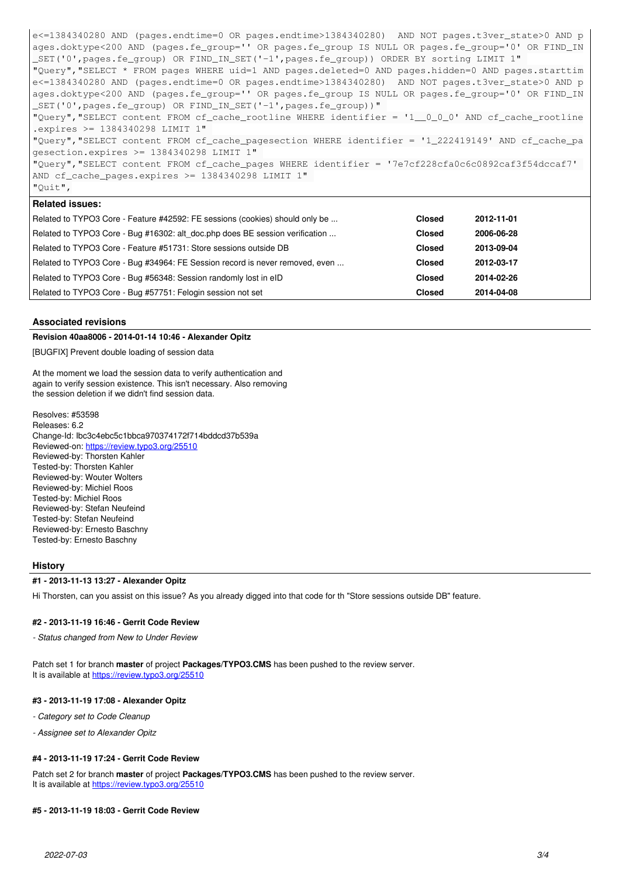```
e<=1384340280 AND (pages.endtime=0 OR pages.endtime>1384340280)  AND NOT pages.t3ver_state>0 AND p
ages.doktype<200 AND (pages.fe_group='' OR pages.fe_group IS NULL OR pages.fe_group='0' OR FIND_IN
_SET('0',pages.fe_group) OR FIND_IN_SET('-1',pages.fe_group)) ORDER BY sorting LIMIT 1"
"Query","SELECT * FROM pages WHERE uid=1 AND pages.deleted=0 AND pages.hidden=0 AND pages.starttim
e<=1384340280 AND (pages.endtime=0 OR pages.endtime>1384340280)  AND NOT pages.t3ver_state>0 AND p
ages.doktype<200 AND (pages.fe_group='' OR pages.fe_group IS NULL OR pages.fe_group='0' OR FIND_IN
_SET('0',pages.fe_group) OR FIND_IN_SET('-1',pages.fe_group))"
"Query","SELECT content FROM cf_cache_rootline WHERE identifier = '1__0_0_0' AND cf_cache_rootline
.expires >= 1384340298 LIMIT 1"
"Query","SELECT content FROM cf_cache_pagesection WHERE identifier = '1_222419149' AND cf_cache_pa
gesection.expires >= 1384340298 LIMIT 1"
"Query","SELECT content FROM cf_cache_pages WHERE identifier = '7e7cf228cfa0c6c0892caf3f54dccaf7'
AND cf_cache_pages.expires >= 1384340298 LIMIT 1"
"Quit",
```

**Related issues:**

| | | |
|---|---|---|
| Related to TYPO3 Core - Feature #42592: FE sessions (cookies) should only be ... | **Closed** | **2012-11-01** |
| Related to TYPO3 Core - Bug #16302: alt_doc.php does BE session verification ... | **Closed** | **2006-06-28** |
| Related to TYPO3 Core - Feature #51731: Store sessions outside DB | **Closed** | **2013-09-04** |
| Related to TYPO3 Core - Bug #34964: FE Session record is never removed, even ... | **Closed** | **2012-03-17** |
| Related to TYPO3 Core - Bug #56348: Session randomly lost in eID | **Closed** | **2014-02-26** |
| Related to TYPO3 Core - Bug #57751: Felogin session not set | **Closed** | **2014-04-08** |

## Associated revisions

**Revision 40aa8006 - 2014-01-14 10:46 - Alexander Opitz**

[BUGFIX] Prevent double loading of session data

At the moment we load the session data to verify authentication and
again to verify session existence. This isn't necessary. Also removing
the session deletion if we didn't find session data.

Resolves: #53598
Releases: 6.2
Change-Id: Ibc3c4ebc5c1bbca970374172f714bddcd37b539a
Reviewed-on: https://review.typo3.org/25510
Reviewed-by: Thorsten Kahler
Tested-by: Thorsten Kahler
Reviewed-by: Wouter Wolters
Reviewed-by: Michiel Roos
Tested-by: Michiel Roos
Reviewed-by: Stefan Neufeind
Tested-by: Stefan Neufeind
Reviewed-by: Ernesto Baschny
Tested-by: Ernesto Baschny

## History

**#1 - 2013-11-13 13:27 - Alexander Opitz**

Hi Thorsten, can you assist on this issue? As you already digged into that code for th "Store sessions outside DB" feature.

**#2 - 2013-11-19 16:46 - Gerrit Code Review**

*- Status changed from New to Under Review*

Patch set 1 for branch **master** of project **Packages/TYPO3.CMS** has been pushed to the review server.
It is available at https://review.typo3.org/25510

**#3 - 2013-11-19 17:08 - Alexander Opitz**

*- Category set to Code Cleanup*

*- Assignee set to Alexander Opitz*

**#4 - 2013-11-19 17:24 - Gerrit Code Review**

Patch set 2 for branch **master** of project **Packages/TYPO3.CMS** has been pushed to the review server.
It is available at https://review.typo3.org/25510

**#5 - 2013-11-19 18:03 - Gerrit Code Review**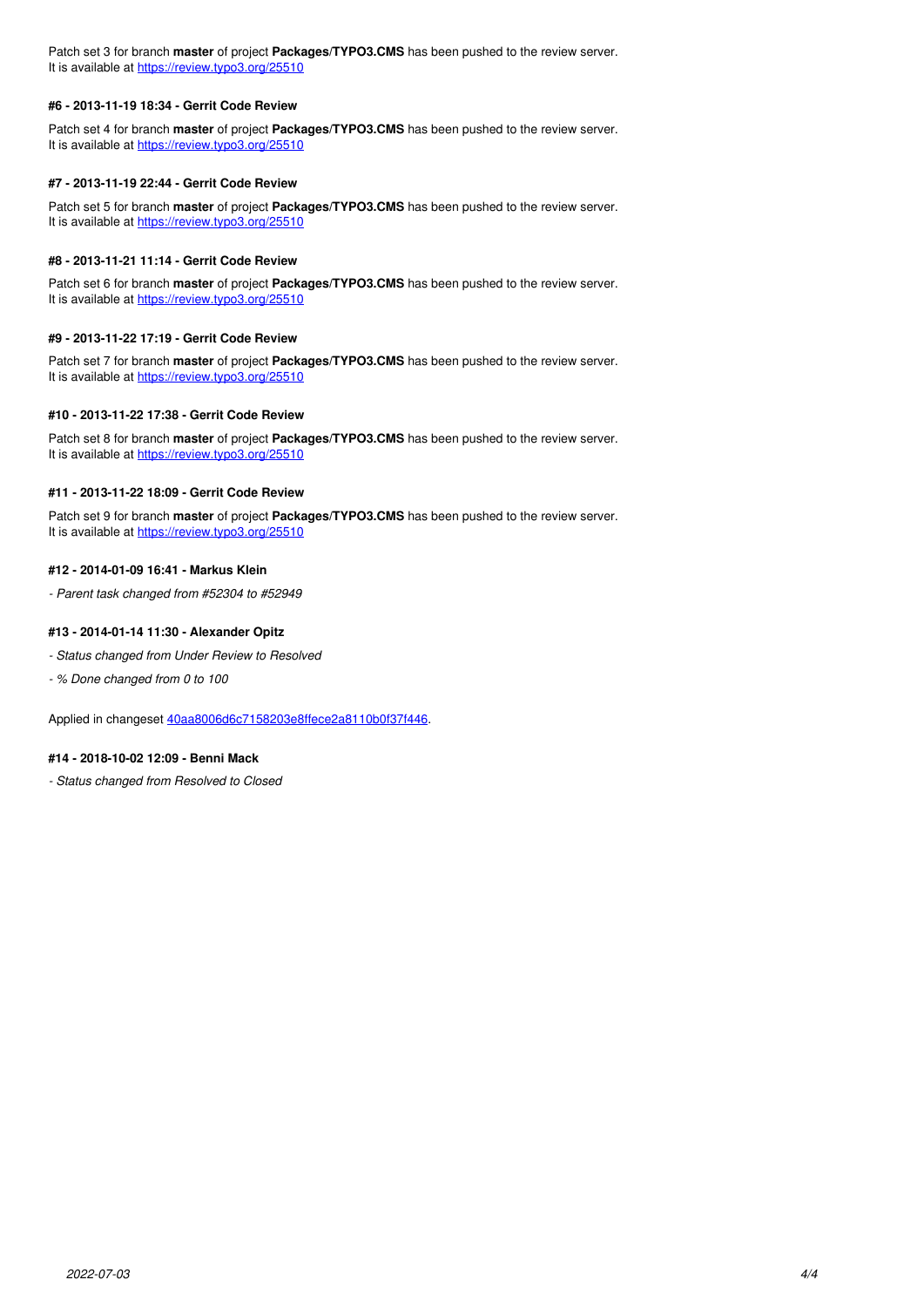Patch set 3 for branch **master** of project **Packages/TYPO3.CMS** has been pushed to the review server.
It is available at https://review.typo3.org/25510

#### #6 - 2013-11-19 18:34 - Gerrit Code Review

Patch set 4 for branch **master** of project **Packages/TYPO3.CMS** has been pushed to the review server.
It is available at https://review.typo3.org/25510

#### #7 - 2013-11-19 22:44 - Gerrit Code Review

Patch set 5 for branch **master** of project **Packages/TYPO3.CMS** has been pushed to the review server.
It is available at https://review.typo3.org/25510

#### #8 - 2013-11-21 11:14 - Gerrit Code Review

Patch set 6 for branch **master** of project **Packages/TYPO3.CMS** has been pushed to the review server.
It is available at https://review.typo3.org/25510

#### #9 - 2013-11-22 17:19 - Gerrit Code Review

Patch set 7 for branch **master** of project **Packages/TYPO3.CMS** has been pushed to the review server.
It is available at https://review.typo3.org/25510

#### #10 - 2013-11-22 17:38 - Gerrit Code Review

Patch set 8 for branch **master** of project **Packages/TYPO3.CMS** has been pushed to the review server.
It is available at https://review.typo3.org/25510

#### #11 - 2013-11-22 18:09 - Gerrit Code Review

Patch set 9 for branch **master** of project **Packages/TYPO3.CMS** has been pushed to the review server.
It is available at https://review.typo3.org/25510

#### #12 - 2014-01-09 16:41 - Markus Klein

*- Parent task changed from #52304 to #52949*

#### #13 - 2014-01-14 11:30 - Alexander Opitz

*- Status changed from Under Review to Resolved*

*- % Done changed from 0 to 100*

Applied in changeset 40aa8006d6c7158203e8ffece2a8110b0f37f446.

#### #14 - 2018-10-02 12:09 - Benni Mack

*- Status changed from Resolved to Closed*